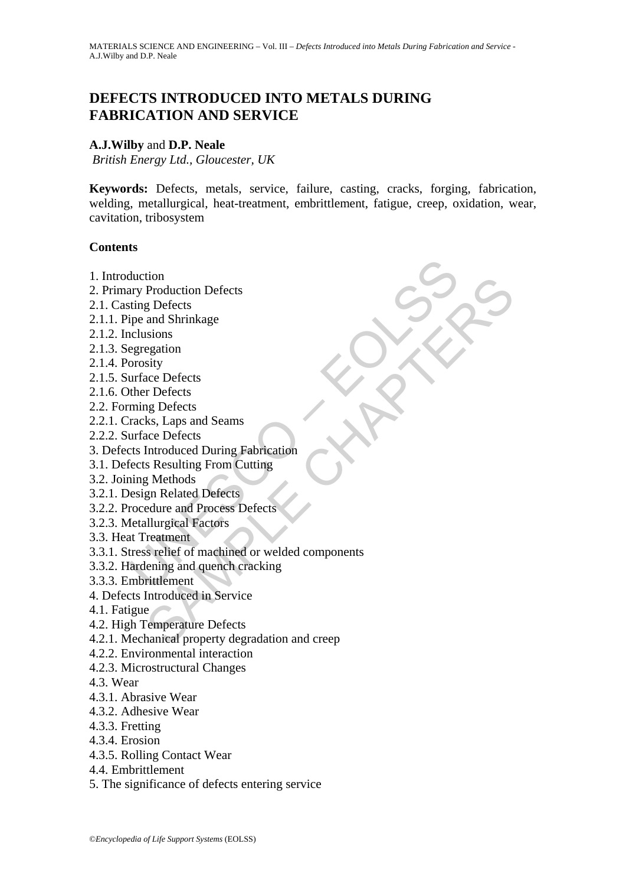# DEFECTS INTRODUCED INTO METALS DURING FABRICATION AND SERVICE

**A.J.Wilby** and **D.P. Neale**

*British Energy Ltd., Gloucester, UK*

**Keywords:** Defects, metals, service, failure, casting, cracks, forging, fabrication, welding, metallurgical, heat-treatment, embrittlement, fatigue, creep, oxidation, wear, cavitation, tribosystem

## Contents

1. Introduction
2. Primary Production Defects
2.1. Casting Defects
2.1.1. Pipe and Shrinkage
2.1.2. Inclusions
2.1.3. Segregation
2.1.4. Porosity
2.1.5. Surface Defects
2.1.6. Other Defects
2.2. Forming Defects
2.2.1. Cracks, Laps and Seams
2.2.2. Surface Defects
3. Defects Introduced During Fabrication
3.1. Defects Resulting From Cutting
3.2. Joining Methods
3.2.1. Design Related Defects
3.2.2. Procedure and Process Defects
3.2.3. Metallurgical Factors
3.3. Heat Treatment
3.3.1. Stress relief of machined or welded components
3.3.2. Hardening and quench cracking
3.3.3. Embrittlement
4. Defects Introduced in Service
4.1. Fatigue
4.2. High Temperature Defects
4.2.1. Mechanical property degradation and creep
4.2.2. Environmental interaction
4.2.3. Microstructural Changes
4.3. Wear
4.3.1. Abrasive Wear
4.3.2. Adhesive Wear
4.3.3. Fretting
4.3.4. Erosion
4.3.5. Rolling Contact Wear
4.4. Embrittlement
5. The significance of defects entering service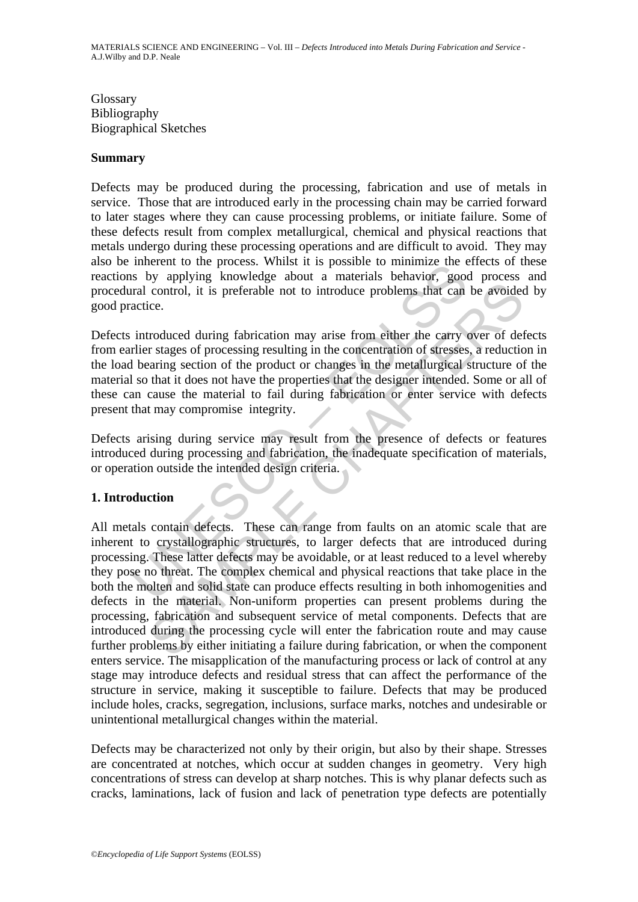Glossary
Bibliography
Biographical Sketches

## Summary

Defects may be produced during the processing, fabrication and use of metals in service. Those that are introduced early in the processing chain may be carried forward to later stages where they can cause processing problems, or initiate failure. Some of these defects result from complex metallurgical, chemical and physical reactions that metals undergo during these processing operations and are difficult to avoid. They may also be inherent to the process. Whilst it is possible to minimize the effects of these reactions by applying knowledge about a materials behavior, good process and procedural control, it is preferable not to introduce problems that can be avoided by good practice.

Defects introduced during fabrication may arise from either the carry over of defects from earlier stages of processing resulting in the concentration of stresses, a reduction in the load bearing section of the product or changes in the metallurgical structure of the material so that it does not have the properties that the designer intended. Some or all of these can cause the material to fail during fabrication or enter service with defects present that may compromise integrity.

Defects arising during service may result from the presence of defects or features introduced during processing and fabrication, the inadequate specification of materials, or operation outside the intended design criteria.

## 1. Introduction

All metals contain defects. These can range from faults on an atomic scale that are inherent to crystallographic structures, to larger defects that are introduced during processing. These latter defects may be avoidable, or at least reduced to a level whereby they pose no threat. The complex chemical and physical reactions that take place in the both the molten and solid state can produce effects resulting in both inhomogenities and defects in the material. Non-uniform properties can present problems during the processing, fabrication and subsequent service of metal components. Defects that are introduced during the processing cycle will enter the fabrication route and may cause further problems by either initiating a failure during fabrication, or when the component enters service. The misapplication of the manufacturing process or lack of control at any stage may introduce defects and residual stress that can affect the performance of the structure in service, making it susceptible to failure. Defects that may be produced include holes, cracks, segregation, inclusions, surface marks, notches and undesirable or unintentional metallurgical changes within the material.

Defects may be characterized not only by their origin, but also by their shape. Stresses are concentrated at notches, which occur at sudden changes in geometry. Very high concentrations of stress can develop at sharp notches. This is why planar defects such as cracks, laminations, lack of fusion and lack of penetration type defects are potentially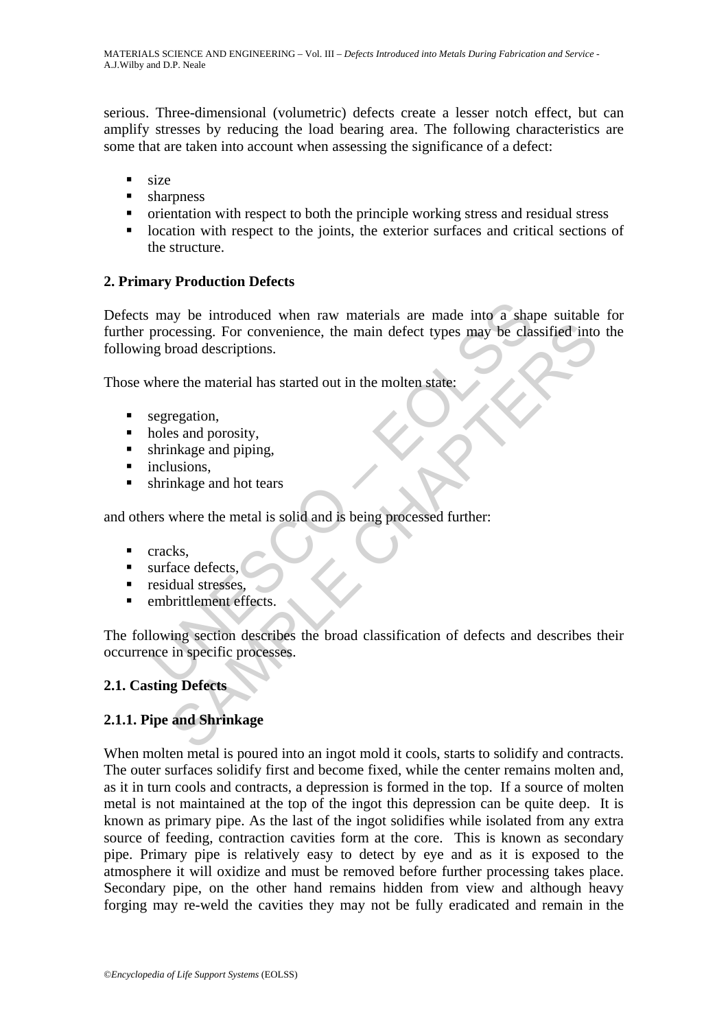serious. Three-dimensional (volumetric) defects create a lesser notch effect, but can amplify stresses by reducing the load bearing area. The following characteristics are some that are taken into account when assessing the significance of a defect:

- size
- sharpness
- orientation with respect to both the principle working stress and residual stress
- location with respect to the joints, the exterior surfaces and critical sections of the structure.

## 2. Primary Production Defects

Defects may be introduced when raw materials are made into a shape suitable for further processing. For convenience, the main defect types may be classified into the following broad descriptions.

Those where the material has started out in the molten state:

- segregation,
- holes and porosity,
- shrinkage and piping,
- inclusions,
- shrinkage and hot tears

and others where the metal is solid and is being processed further:

- cracks,
- surface defects,
- residual stresses,
- embrittlement effects.

The following section describes the broad classification of defects and describes their occurrence in specific processes.

### 2.1. Casting Defects

#### 2.1.1. Pipe and Shrinkage

When molten metal is poured into an ingot mold it cools, starts to solidify and contracts. The outer surfaces solidify first and become fixed, while the center remains molten and, as it in turn cools and contracts, a depression is formed in the top. If a source of molten metal is not maintained at the top of the ingot this depression can be quite deep. It is known as primary pipe. As the last of the ingot solidifies while isolated from any extra source of feeding, contraction cavities form at the core. This is known as secondary pipe. Primary pipe is relatively easy to detect by eye and as it is exposed to the atmosphere it will oxidize and must be removed before further processing takes place. Secondary pipe, on the other hand remains hidden from view and although heavy forging may re-weld the cavities they may not be fully eradicated and remain in the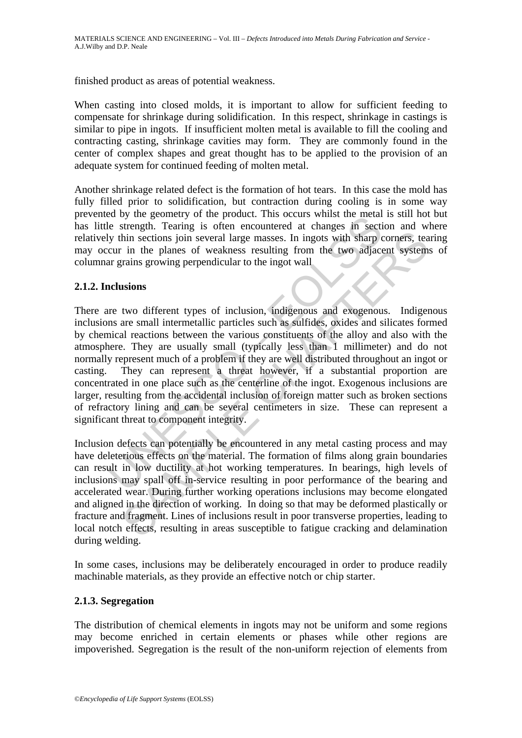finished product as areas of potential weakness.

When casting into closed molds, it is important to allow for sufficient feeding to compensate for shrinkage during solidification. In this respect, shrinkage in castings is similar to pipe in ingots. If insufficient molten metal is available to fill the cooling and contracting casting, shrinkage cavities may form. They are commonly found in the center of complex shapes and great thought has to be applied to the provision of an adequate system for continued feeding of molten metal.

Another shrinkage related defect is the formation of hot tears. In this case the mold has fully filled prior to solidification, but contraction during cooling is in some way prevented by the geometry of the product. This occurs whilst the metal is still hot but has little strength. Tearing is often encountered at changes in section and where relatively thin sections join several large masses. In ingots with sharp corners, tearing may occur in the planes of weakness resulting from the two adjacent systems of columnar grains growing perpendicular to the ingot wall

### 2.1.2. Inclusions

There are two different types of inclusion, indigenous and exogenous. Indigenous inclusions are small intermetallic particles such as sulfides, oxides and silicates formed by chemical reactions between the various constituents of the alloy and also with the atmosphere. They are usually small (typically less than 1 millimeter) and do not normally represent much of a problem if they are well distributed throughout an ingot or casting. They can represent a threat however, if a substantial proportion are concentrated in one place such as the centerline of the ingot. Exogenous inclusions are larger, resulting from the accidental inclusion of foreign matter such as broken sections of refractory lining and can be several centimeters in size. These can represent a significant threat to component integrity.

Inclusion defects can potentially be encountered in any metal casting process and may have deleterious effects on the material. The formation of films along grain boundaries can result in low ductility at hot working temperatures. In bearings, high levels of inclusions may spall off in-service resulting in poor performance of the bearing and accelerated wear. During further working operations inclusions may become elongated and aligned in the direction of working. In doing so that may be deformed plastically or fracture and fragment. Lines of inclusions result in poor transverse properties, leading to local notch effects, resulting in areas susceptible to fatigue cracking and delamination during welding.

In some cases, inclusions may be deliberately encouraged in order to produce readily machinable materials, as they provide an effective notch or chip starter.

### 2.1.3. Segregation

The distribution of chemical elements in ingots may not be uniform and some regions may become enriched in certain elements or phases while other regions are impoverished. Segregation is the result of the non-uniform rejection of elements from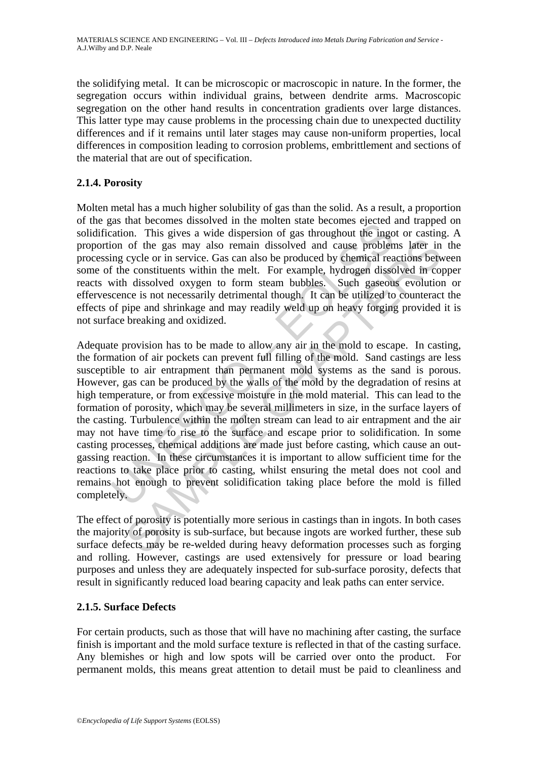the solidifying metal. It can be microscopic or macroscopic in nature. In the former, the segregation occurs within individual grains, between dendrite arms. Macroscopic segregation on the other hand results in concentration gradients over large distances. This latter type may cause problems in the processing chain due to unexpected ductility differences and if it remains until later stages may cause non-uniform properties, local differences in composition leading to corrosion problems, embrittlement and sections of the material that are out of specification.

### 2.1.4. Porosity

Molten metal has a much higher solubility of gas than the solid. As a result, a proportion of the gas that becomes dissolved in the molten state becomes ejected and trapped on solidification. This gives a wide dispersion of gas throughout the ingot or casting. A proportion of the gas may also remain dissolved and cause problems later in the processing cycle or in service. Gas can also be produced by chemical reactions between some of the constituents within the melt. For example, hydrogen dissolved in copper reacts with dissolved oxygen to form steam bubbles. Such gaseous evolution or effervescence is not necessarily detrimental though. It can be utilized to counteract the effects of pipe and shrinkage and may readily weld up on heavy forging provided it is not surface breaking and oxidized.

Adequate provision has to be made to allow any air in the mold to escape. In casting, the formation of air pockets can prevent full filling of the mold. Sand castings are less susceptible to air entrapment than permanent mold systems as the sand is porous. However, gas can be produced by the walls of the mold by the degradation of resins at high temperature, or from excessive moisture in the mold material. This can lead to the formation of porosity, which may be several millimeters in size, in the surface layers of the casting. Turbulence within the molten stream can lead to air entrapment and the air may not have time to rise to the surface and escape prior to solidification. In some casting processes, chemical additions are made just before casting, which cause an out-gassing reaction. In these circumstances it is important to allow sufficient time for the reactions to take place prior to casting, whilst ensuring the metal does not cool and remains hot enough to prevent solidification taking place before the mold is filled completely.

The effect of porosity is potentially more serious in castings than in ingots. In both cases the majority of porosity is sub-surface, but because ingots are worked further, these sub surface defects may be re-welded during heavy deformation processes such as forging and rolling. However, castings are used extensively for pressure or load bearing purposes and unless they are adequately inspected for sub-surface porosity, defects that result in significantly reduced load bearing capacity and leak paths can enter service.

### 2.1.5. Surface Defects

For certain products, such as those that will have no machining after casting, the surface finish is important and the mold surface texture is reflected in that of the casting surface. Any blemishes or high and low spots will be carried over onto the product. For permanent molds, this means great attention to detail must be paid to cleanliness and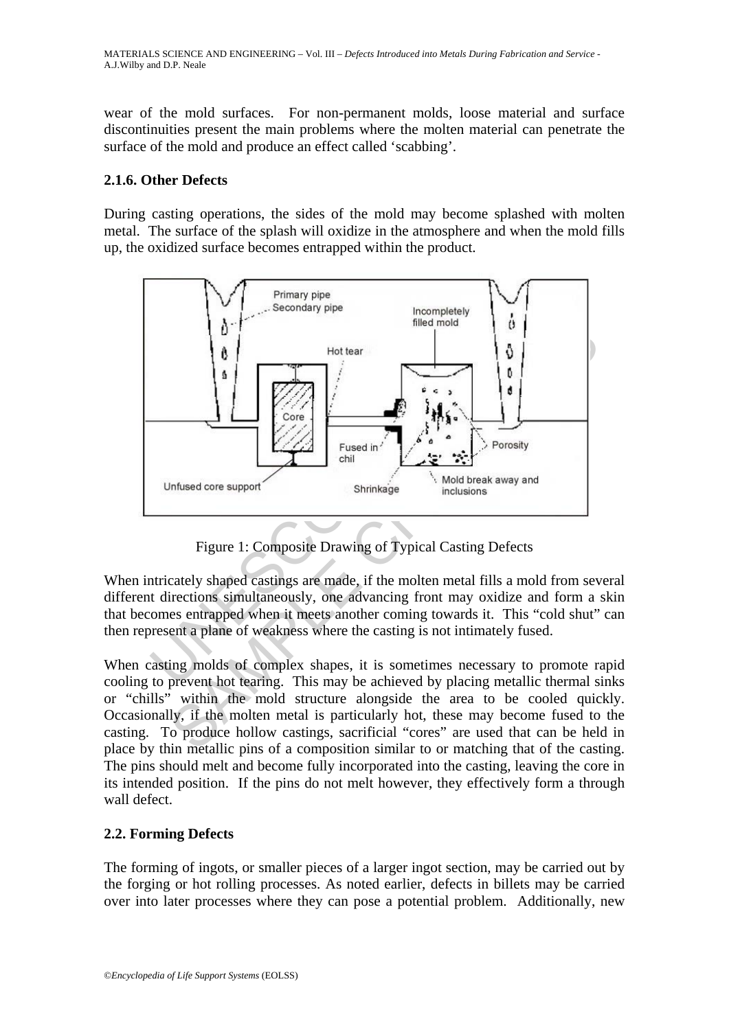wear of the mold surfaces. For non-permanent molds, loose material and surface discontinuities present the main problems where the molten material can penetrate the surface of the mold and produce an effect called 'scabbing'.

### 2.1.6. Other Defects

During casting operations, the sides of the mold may become splashed with molten metal. The surface of the splash will oxidize in the atmosphere and when the mold fills up, the oxidized surface becomes entrapped within the product.

Figure 1: Composite Drawing of Typical Casting Defects

When intricately shaped castings are made, if the molten metal fills a mold from several different directions simultaneously, one advancing front may oxidize and form a skin that becomes entrapped when it meets another coming towards it. This "cold shut" can then represent a plane of weakness where the casting is not intimately fused.

When casting molds of complex shapes, it is sometimes necessary to promote rapid cooling to prevent hot tearing. This may be achieved by placing metallic thermal sinks or "chills" within the mold structure alongside the area to be cooled quickly. Occasionally, if the molten metal is particularly hot, these may become fused to the casting. To produce hollow castings, sacrificial "cores" are used that can be held in place by thin metallic pins of a composition similar to or matching that of the casting. The pins should melt and become fully incorporated into the casting, leaving the core in its intended position. If the pins do not melt however, they effectively form a through wall defect.

## 2.2. Forming Defects

The forming of ingots, or smaller pieces of a larger ingot section, may be carried out by the forging or hot rolling processes. As noted earlier, defects in billets may be carried over into later processes where they can pose a potential problem. Additionally, new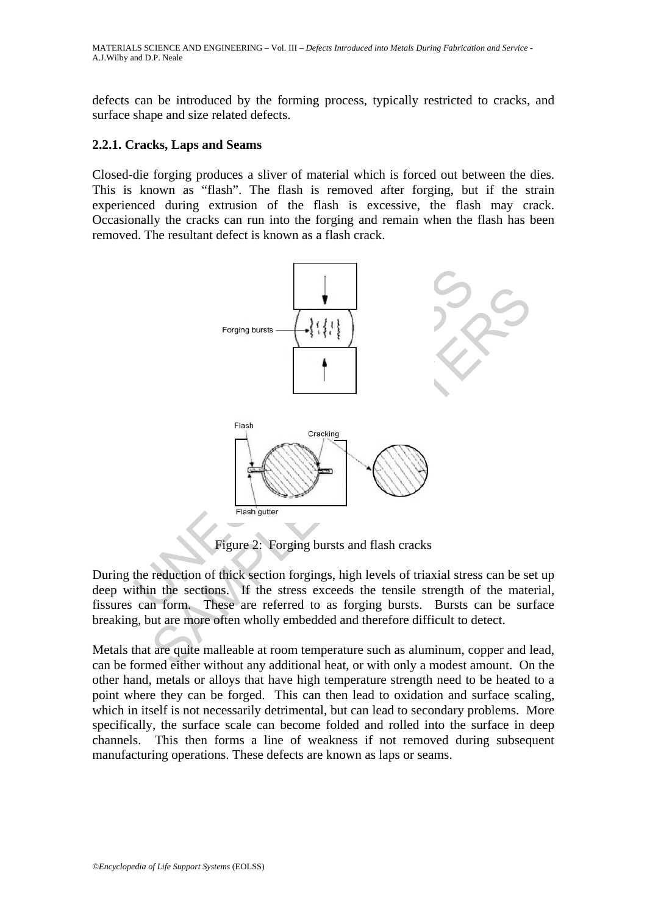defects can be introduced by the forming process, typically restricted to cracks, and surface shape and size related defects.

### 2.2.1. Cracks, Laps and Seams

Closed-die forging produces a sliver of material which is forced out between the dies. This is known as "flash". The flash is removed after forging, but if the strain experienced during extrusion of the flash is excessive, the flash may crack. Occasionally the cracks can run into the forging and remain when the flash has been removed. The resultant defect is known as a flash crack.

Figure 2: Forging bursts and flash cracks

During the reduction of thick section forgings, high levels of triaxial stress can be set up deep within the sections. If the stress exceeds the tensile strength of the material, fissures can form. These are referred to as forging bursts. Bursts can be surface breaking, but are more often wholly embedded and therefore difficult to detect.

Metals that are quite malleable at room temperature such as aluminum, copper and lead, can be formed either without any additional heat, or with only a modest amount. On the other hand, metals or alloys that have high temperature strength need to be heated to a point where they can be forged. This can then lead to oxidation and surface scaling, which in itself is not necessarily detrimental, but can lead to secondary problems. More specifically, the surface scale can become folded and rolled into the surface in deep channels. This then forms a line of weakness if not removed during subsequent manufacturing operations. These defects are known as laps or seams.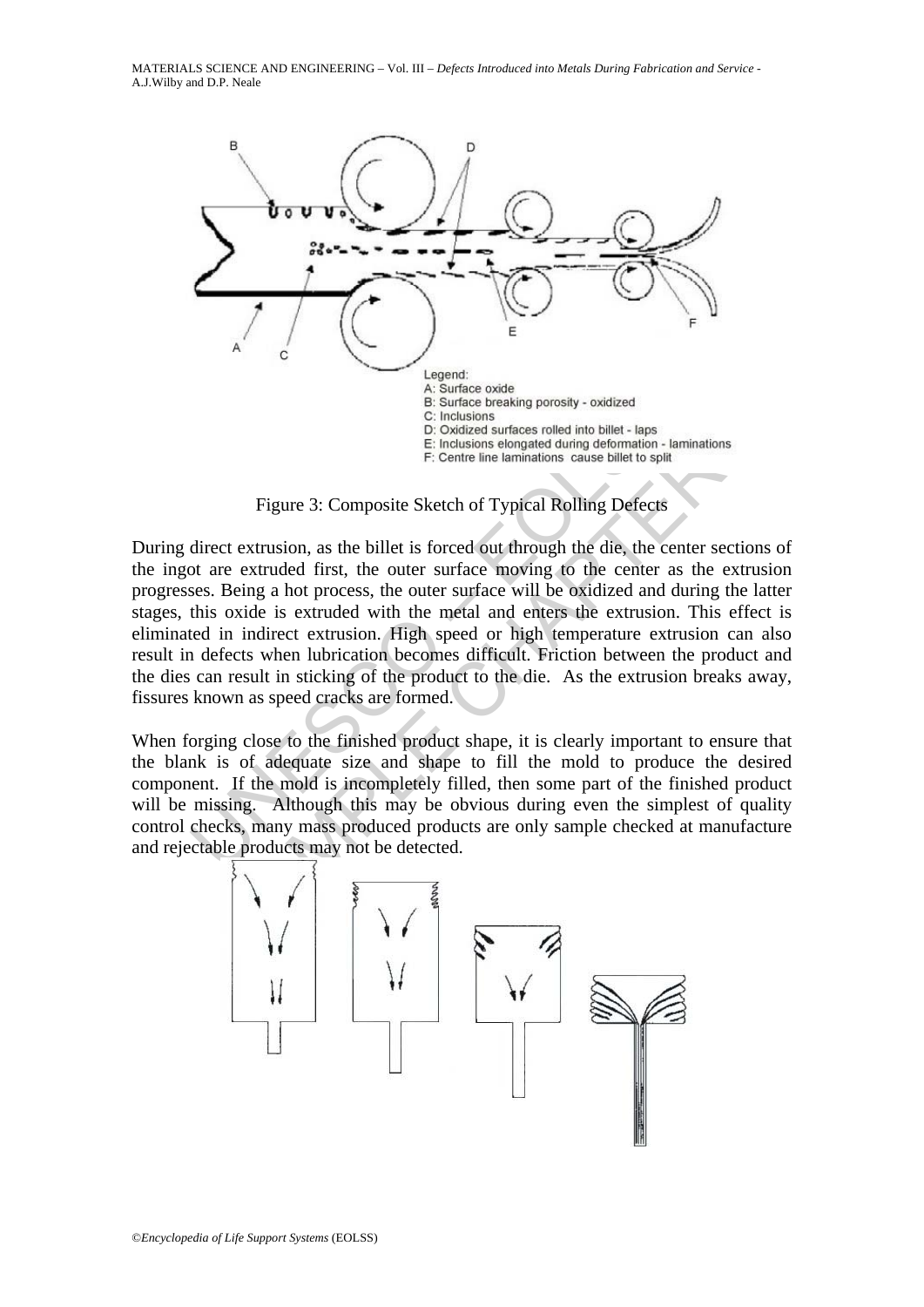Legend:
A: Surface oxide
B: Surface breaking porosity - oxidized
C: Inclusions
D: Oxidized surfaces rolled into billet - laps
E: Inclusions elongated during deformation - laminations
F: Centre line laminations cause billet to split

Figure 3: Composite Sketch of Typical Rolling Defects

During direct extrusion, as the billet is forced out through the die, the center sections of the ingot are extruded first, the outer surface moving to the center as the extrusion progresses. Being a hot process, the outer surface will be oxidized and during the latter stages, this oxide is extruded with the metal and enters the extrusion. This effect is eliminated in indirect extrusion. High speed or high temperature extrusion can also result in defects when lubrication becomes difficult. Friction between the product and the dies can result in sticking of the product to the die. As the extrusion breaks away, fissures known as speed cracks are formed.

When forging close to the finished product shape, it is clearly important to ensure that the blank is of adequate size and shape to fill the mold to produce the desired component. If the mold is incompletely filled, then some part of the finished product will be missing. Although this may be obvious during even the simplest of quality control checks, many mass produced products are only sample checked at manufacture and rejectable products may not be detected.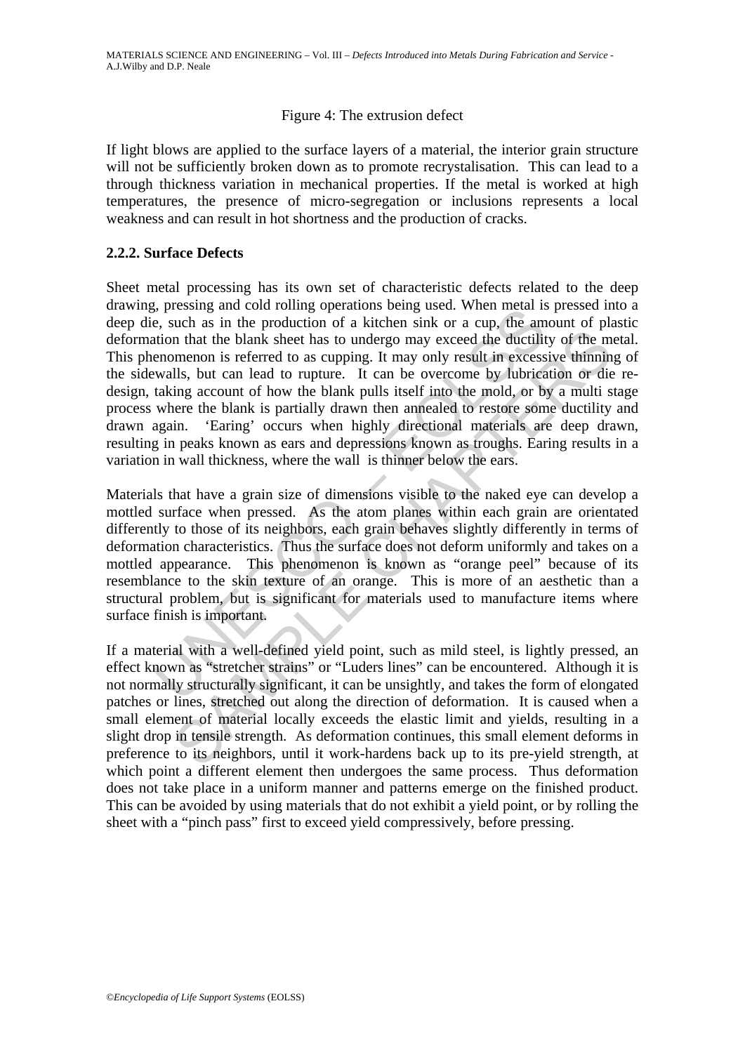Figure 4: The extrusion defect

If light blows are applied to the surface layers of a material, the interior grain structure will not be sufficiently broken down as to promote recrystalisation. This can lead to a through thickness variation in mechanical properties. If the metal is worked at high temperatures, the presence of micro-segregation or inclusions represents a local weakness and can result in hot shortness and the production of cracks.

### 2.2.2. Surface Defects

Sheet metal processing has its own set of characteristic defects related to the deep drawing, pressing and cold rolling operations being used. When metal is pressed into a deep die, such as in the production of a kitchen sink or a cup, the amount of plastic deformation that the blank sheet has to undergo may exceed the ductility of the metal. This phenomenon is referred to as cupping. It may only result in excessive thinning of the sidewalls, but can lead to rupture. It can be overcome by lubrication or die re-design, taking account of how the blank pulls itself into the mold, or by a multi stage process where the blank is partially drawn then annealed to restore some ductility and drawn again. 'Earing' occurs when highly directional materials are deep drawn, resulting in peaks known as ears and depressions known as troughs. Earing results in a variation in wall thickness, where the wall is thinner below the ears.

Materials that have a grain size of dimensions visible to the naked eye can develop a mottled surface when pressed. As the atom planes within each grain are orientated differently to those of its neighbors, each grain behaves slightly differently in terms of deformation characteristics. Thus the surface does not deform uniformly and takes on a mottled appearance. This phenomenon is known as "orange peel" because of its resemblance to the skin texture of an orange. This is more of an aesthetic than a structural problem, but is significant for materials used to manufacture items where surface finish is important.

If a material with a well-defined yield point, such as mild steel, is lightly pressed, an effect known as "stretcher strains" or "Luders lines" can be encountered. Although it is not normally structurally significant, it can be unsightly, and takes the form of elongated patches or lines, stretched out along the direction of deformation. It is caused when a small element of material locally exceeds the elastic limit and yields, resulting in a slight drop in tensile strength. As deformation continues, this small element deforms in preference to its neighbors, until it work-hardens back up to its pre-yield strength, at which point a different element then undergoes the same process. Thus deformation does not take place in a uniform manner and patterns emerge on the finished product. This can be avoided by using materials that do not exhibit a yield point, or by rolling the sheet with a "pinch pass" first to exceed yield compressively, before pressing.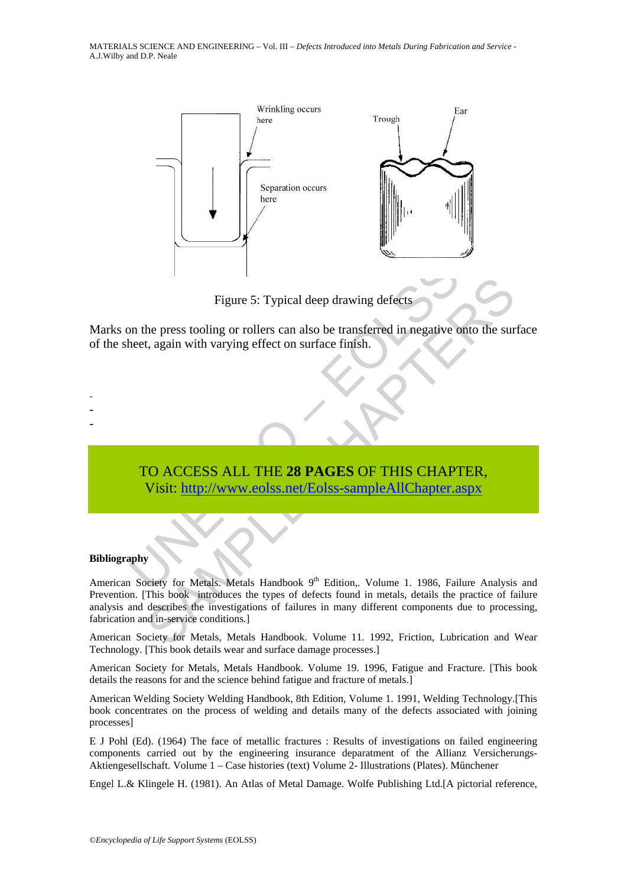Figure 5: Typical deep drawing defects

Marks on the press tooling or rollers can also be transferred in negative onto the surface of the sheet, again with varying effect on surface finish.

-
-
-

TO ACCESS ALL THE **28 PAGES** OF THIS CHAPTER,
Visit: http://www.eolss.net/Eolss-sampleAllChapter.aspx

**Bibliography**

American Society for Metals. Metals Handbook 9th Edition,. Volume 1. 1986, Failure Analysis and Prevention. [This book introduces the types of defects found in metals, details the practice of failure analysis and describes the investigations of failures in many different components due to processing, fabrication and in-service conditions.]

American Society for Metals, Metals Handbook. Volume 11. 1992, Friction, Lubrication and Wear Technology. [This book details wear and surface damage processes.]

American Society for Metals, Metals Handbook. Volume 19. 1996, Fatigue and Fracture. [This book details the reasons for and the science behind fatigue and fracture of metals.]

American Welding Society Welding Handbook, 8th Edition, Volume 1. 1991, Welding Technology.[This book concentrates on the process of welding and details many of the defects associated with joining processes]

E J Pohl (Ed). (1964) The face of metallic fractures : Results of investigations on failed engineering components carried out by the engineering insurance deparatment of the Allianz Versicherungs-Aktiengesellschaft. Volume 1 – Case histories (text) Volume 2- Illustrations (Plates). Műnchener

Engel L.& Klingele H. (1981). An Atlas of Metal Damage. Wolfe Publishing Ltd.[A pictorial reference,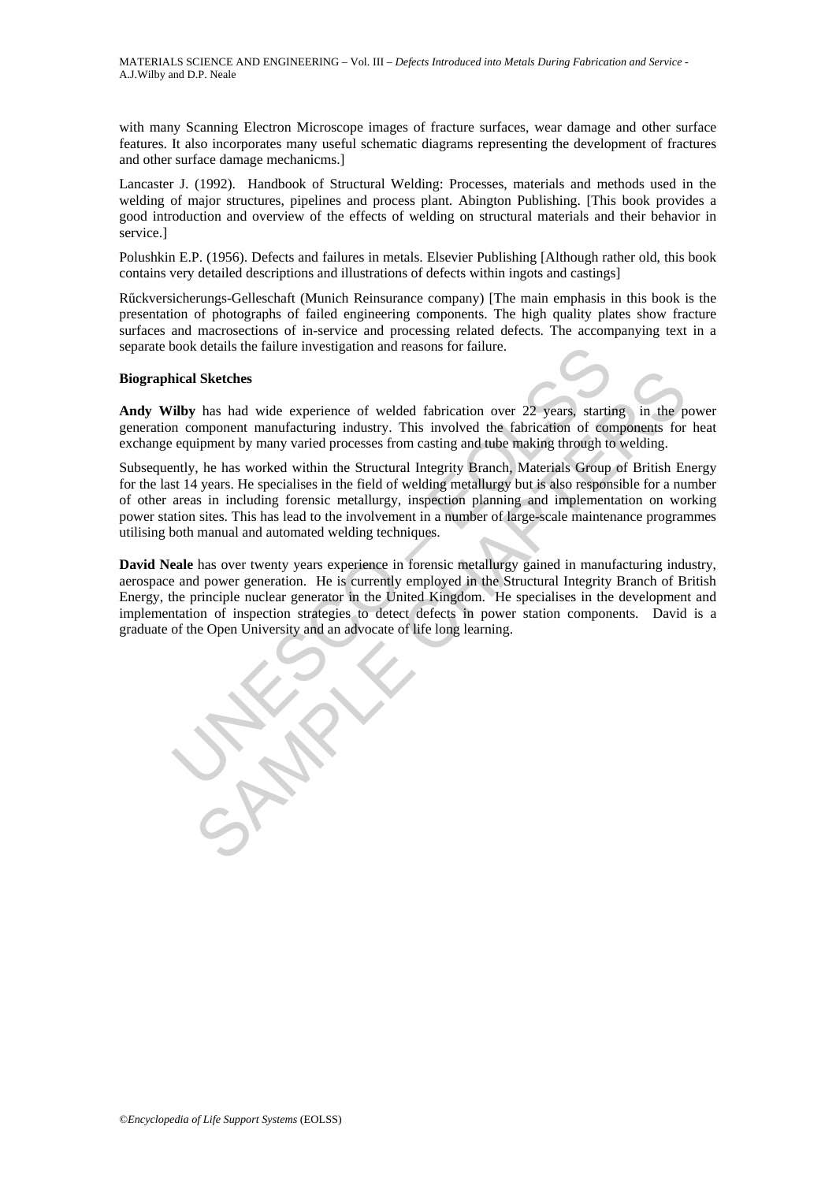with many Scanning Electron Microscope images of fracture surfaces, wear damage and other surface features. It also incorporates many useful schematic diagrams representing the development of fractures and other surface damage mechanicms.]

Lancaster J. (1992). Handbook of Structural Welding: Processes, materials and methods used in the welding of major structures, pipelines and process plant. Abington Publishing. [This book provides a good introduction and overview of the effects of welding on structural materials and their behavior in service.]

Polushkin E.P. (1956). Defects and failures in metals. Elsevier Publishing [Although rather old, this book contains very detailed descriptions and illustrations of defects within ingots and castings]

Rűckversicherungs-Gelleschaft (Munich Reinsurance company) [The main emphasis in this book is the presentation of photographs of failed engineering components. The high quality plates show fracture surfaces and macrosections of in-service and processing related defects. The accompanying text in a separate book details the failure investigation and reasons for failure.

**Biographical Sketches**

**Andy Wilby** has had wide experience of welded fabrication over 22 years, starting in the power generation component manufacturing industry. This involved the fabrication of components for heat exchange equipment by many varied processes from casting and tube making through to welding.

Subsequently, he has worked within the Structural Integrity Branch, Materials Group of British Energy for the last 14 years. He specialises in the field of welding metallurgy but is also responsible for a number of other areas in including forensic metallurgy, inspection planning and implementation on working power station sites. This has lead to the involvement in a number of large-scale maintenance programmes utilising both manual and automated welding techniques.

**David Neale** has over twenty years experience in forensic metallurgy gained in manufacturing industry, aerospace and power generation. He is currently employed in the Structural Integrity Branch of British Energy, the principle nuclear generator in the United Kingdom. He specialises in the development and implementation of inspection strategies to detect defects in power station components. David is a graduate of the Open University and an advocate of life long learning.